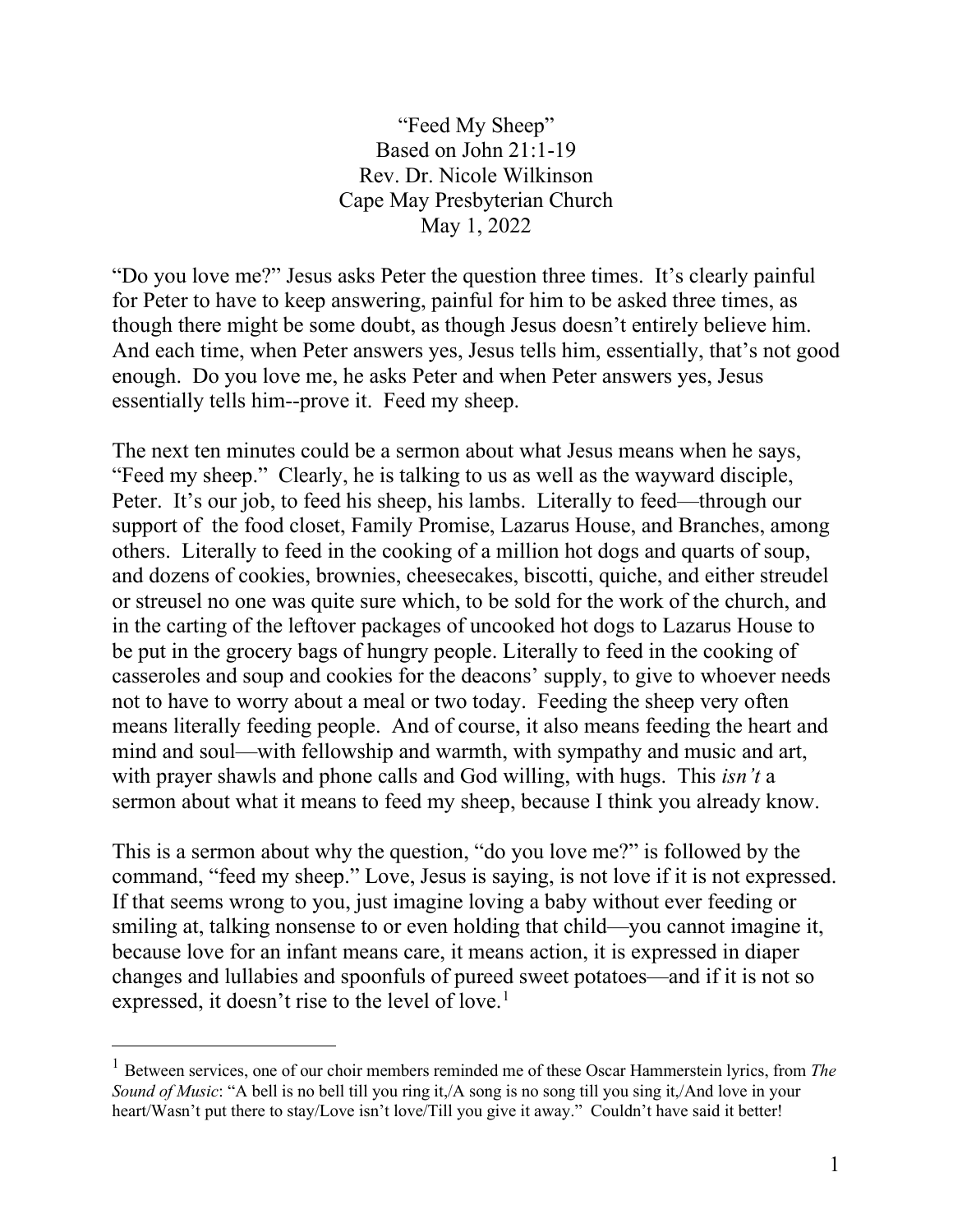"Feed My Sheep"
Based on John 21:1-19
Rev. Dr. Nicole Wilkinson
Cape May Presbyterian Church
May 1, 2022

"Do you love me?" Jesus asks Peter the question three times. It's clearly painful for Peter to have to keep answering, painful for him to be asked three times, as though there might be some doubt, as though Jesus doesn't entirely believe him. And each time, when Peter answers yes, Jesus tells him, essentially, that's not good enough. Do you love me, he asks Peter and when Peter answers yes, Jesus essentially tells him--prove it. Feed my sheep.

The next ten minutes could be a sermon about what Jesus means when he says, "Feed my sheep." Clearly, he is talking to us as well as the wayward disciple, Peter. It's our job, to feed his sheep, his lambs. Literally to feed—through our support of the food closet, Family Promise, Lazarus House, and Branches, among others. Literally to feed in the cooking of a million hot dogs and quarts of soup, and dozens of cookies, brownies, cheesecakes, biscotti, quiche, and either streudel or streusel no one was quite sure which, to be sold for the work of the church, and in the carting of the leftover packages of uncooked hot dogs to Lazarus House to be put in the grocery bags of hungry people. Literally to feed in the cooking of casseroles and soup and cookies for the deacons' supply, to give to whoever needs not to have to worry about a meal or two today. Feeding the sheep very often means literally feeding people. And of course, it also means feeding the heart and mind and soul—with fellowship and warmth, with sympathy and music and art, with prayer shawls and phone calls and God willing, with hugs. This *isn't* a sermon about what it means to feed my sheep, because I think you already know.

This is a sermon about why the question, "do you love me?" is followed by the command, "feed my sheep." Love, Jesus is saying, is not love if it is not expressed. If that seems wrong to you, just imagine loving a baby without ever feeding or smiling at, talking nonsense to or even holding that child—you cannot imagine it, because love for an infant means care, it means action, it is expressed in diaper changes and lullabies and spoonfuls of pureed sweet potatoes—and if it is not so expressed, it doesn't rise to the level of love.[1]

[1] Between services, one of our choir members reminded me of these Oscar Hammerstein lyrics, from *The Sound of Music*: "A bell is no bell till you ring it,/A song is no song till you sing it,/And love in your heart/Wasn't put there to stay/Love isn't love/Till you give it away." Couldn't have said it better!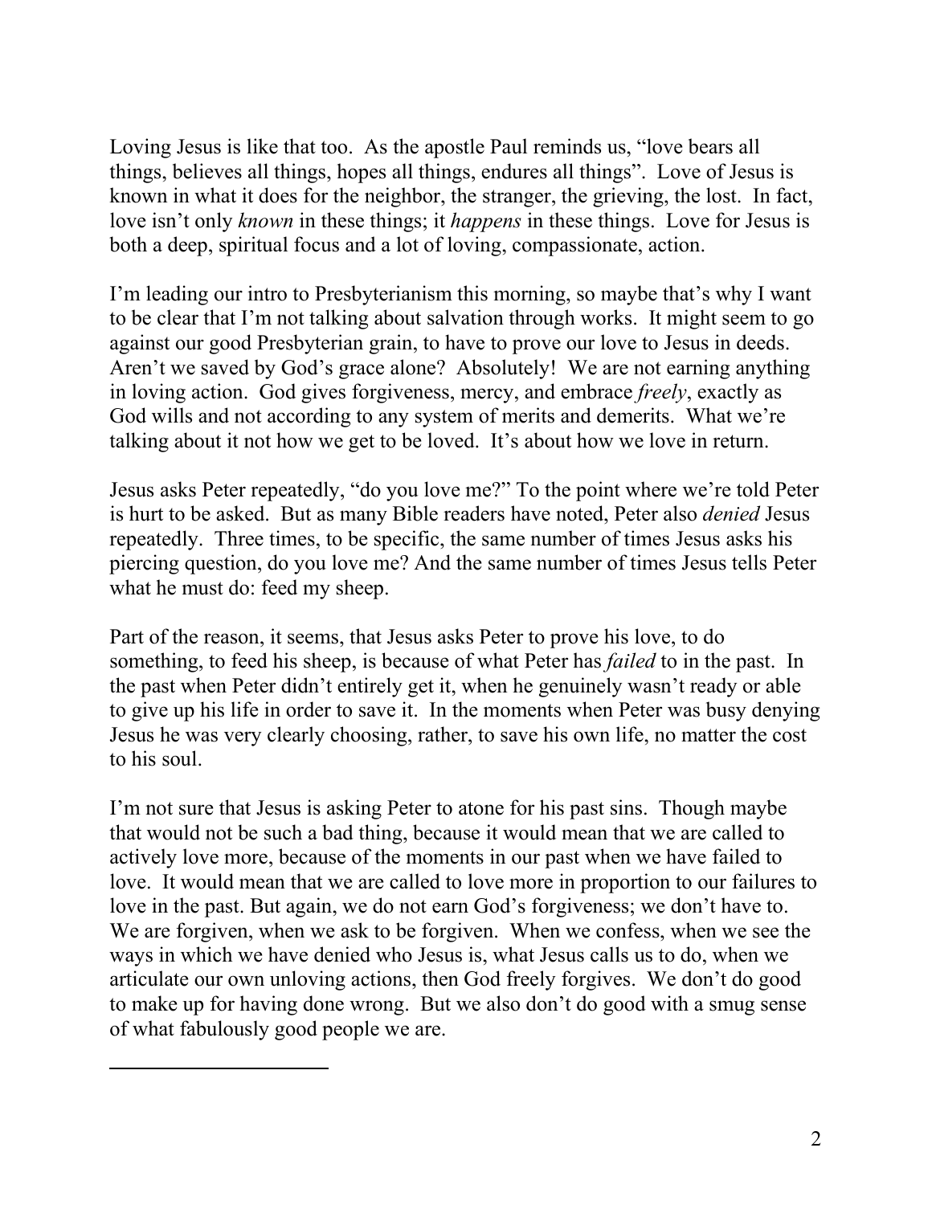Loving Jesus is like that too. As the apostle Paul reminds us, "love bears all things, believes all things, hopes all things, endures all things". Love of Jesus is known in what it does for the neighbor, the stranger, the grieving, the lost. In fact, love isn't only *known* in these things; it *happens* in these things. Love for Jesus is both a deep, spiritual focus and a lot of loving, compassionate, action.

I'm leading our intro to Presbyterianism this morning, so maybe that's why I want to be clear that I'm not talking about salvation through works. It might seem to go against our good Presbyterian grain, to have to prove our love to Jesus in deeds. Aren't we saved by God's grace alone? Absolutely! We are not earning anything in loving action. God gives forgiveness, mercy, and embrace *freely*, exactly as God wills and not according to any system of merits and demerits. What we're talking about it not how we get to be loved. It's about how we love in return.

Jesus asks Peter repeatedly, "do you love me?" To the point where we're told Peter is hurt to be asked. But as many Bible readers have noted, Peter also *denied* Jesus repeatedly. Three times, to be specific, the same number of times Jesus asks his piercing question, do you love me? And the same number of times Jesus tells Peter what he must do: feed my sheep.

Part of the reason, it seems, that Jesus asks Peter to prove his love, to do something, to feed his sheep, is because of what Peter has *failed* to in the past. In the past when Peter didn't entirely get it, when he genuinely wasn't ready or able to give up his life in order to save it. In the moments when Peter was busy denying Jesus he was very clearly choosing, rather, to save his own life, no matter the cost to his soul.

I'm not sure that Jesus is asking Peter to atone for his past sins. Though maybe that would not be such a bad thing, because it would mean that we are called to actively love more, because of the moments in our past when we have failed to love. It would mean that we are called to love more in proportion to our failures to love in the past. But again, we do not earn God's forgiveness; we don't have to. We are forgiven, when we ask to be forgiven. When we confess, when we see the ways in which we have denied who Jesus is, what Jesus calls us to do, when we articulate our own unloving actions, then God freely forgives. We don't do good to make up for having done wrong. But we also don't do good with a smug sense of what fabulously good people we are.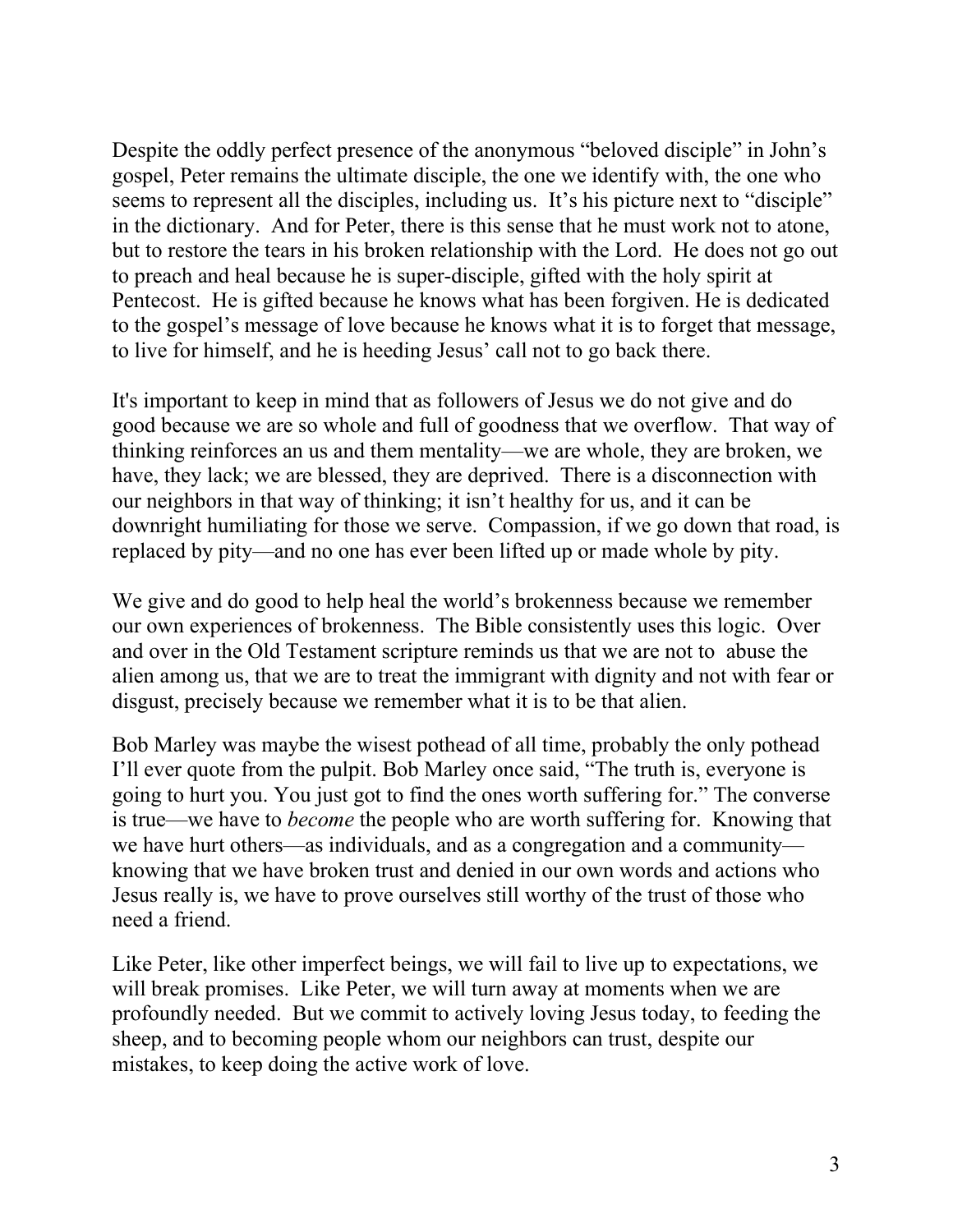Despite the oddly perfect presence of the anonymous "beloved disciple" in John's gospel, Peter remains the ultimate disciple, the one we identify with, the one who seems to represent all the disciples, including us. It's his picture next to "disciple" in the dictionary. And for Peter, there is this sense that he must work not to atone, but to restore the tears in his broken relationship with the Lord. He does not go out to preach and heal because he is super-disciple, gifted with the holy spirit at Pentecost. He is gifted because he knows what has been forgiven. He is dedicated to the gospel's message of love because he knows what it is to forget that message, to live for himself, and he is heeding Jesus' call not to go back there.

It's important to keep in mind that as followers of Jesus we do not give and do good because we are so whole and full of goodness that we overflow. That way of thinking reinforces an us and them mentality—we are whole, they are broken, we have, they lack; we are blessed, they are deprived. There is a disconnection with our neighbors in that way of thinking; it isn't healthy for us, and it can be downright humiliating for those we serve. Compassion, if we go down that road, is replaced by pity—and no one has ever been lifted up or made whole by pity.

We give and do good to help heal the world's brokenness because we remember our own experiences of brokenness. The Bible consistently uses this logic. Over and over in the Old Testament scripture reminds us that we are not to abuse the alien among us, that we are to treat the immigrant with dignity and not with fear or disgust, precisely because we remember what it is to be that alien.

Bob Marley was maybe the wisest pothead of all time, probably the only pothead I'll ever quote from the pulpit. Bob Marley once said, "The truth is, everyone is going to hurt you. You just got to find the ones worth suffering for." The converse is true—we have to *become* the people who are worth suffering for. Knowing that we have hurt others—as individuals, and as a congregation and a community—knowing that we have broken trust and denied in our own words and actions who Jesus really is, we have to prove ourselves still worthy of the trust of those who need a friend.

Like Peter, like other imperfect beings, we will fail to live up to expectations, we will break promises. Like Peter, we will turn away at moments when we are profoundly needed. But we commit to actively loving Jesus today, to feeding the sheep, and to becoming people whom our neighbors can trust, despite our mistakes, to keep doing the active work of love.